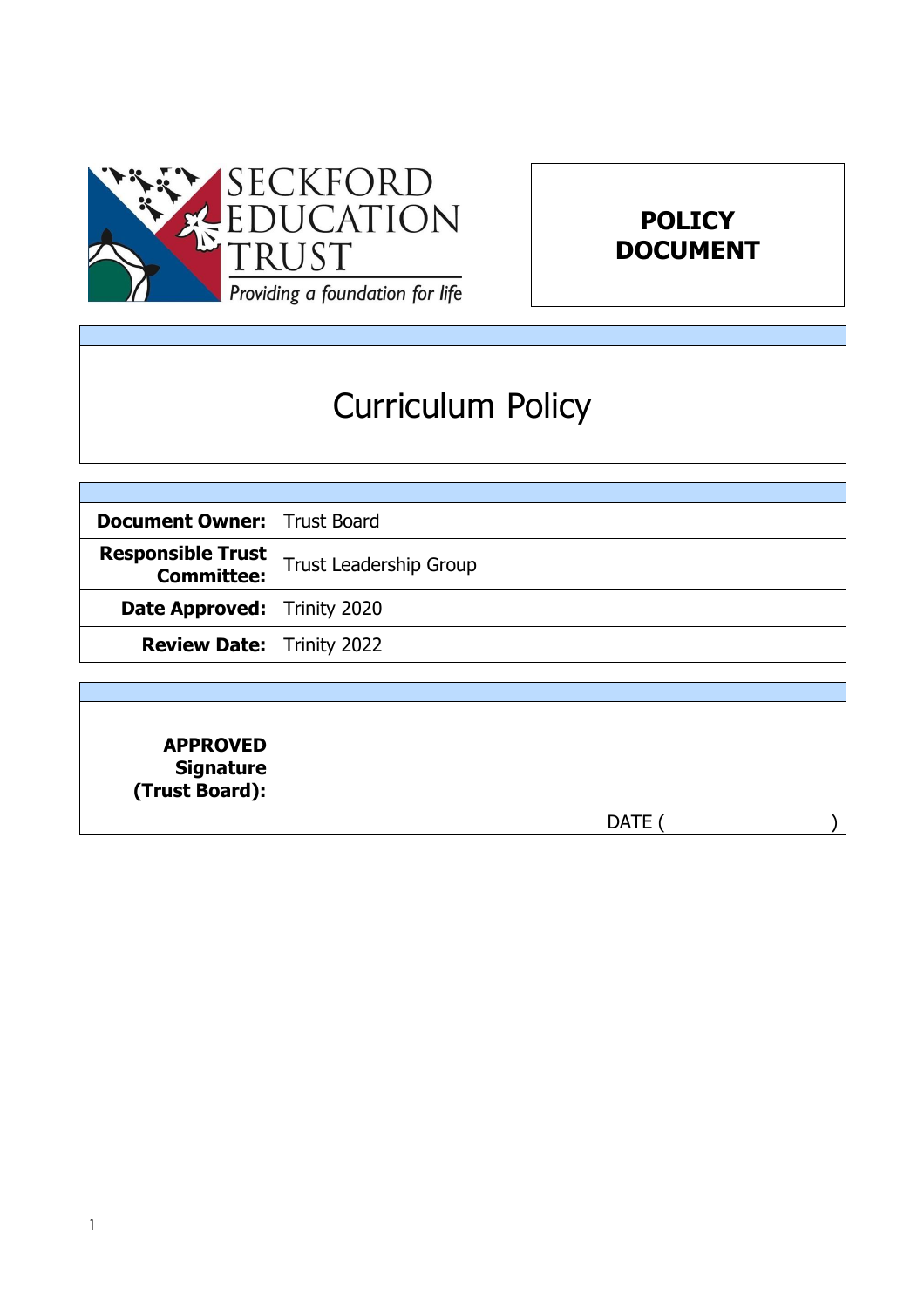SECKFORD EDUCATION TRUST

*Providing a foundation for life*

**POLICY DOCUMENT**

# Curriculum Policy

| | |
|---|---|
| **Document Owner:** | Trust Board |
| **Responsible Trust Committee:** | Trust Leadership Group |
| **Date Approved:** | Trinity 2020 |
| **Review Date:** | Trinity 2022 |

| | |
|---|---|
| **APPROVED Signature (Trust Board):** | DATE ( ) |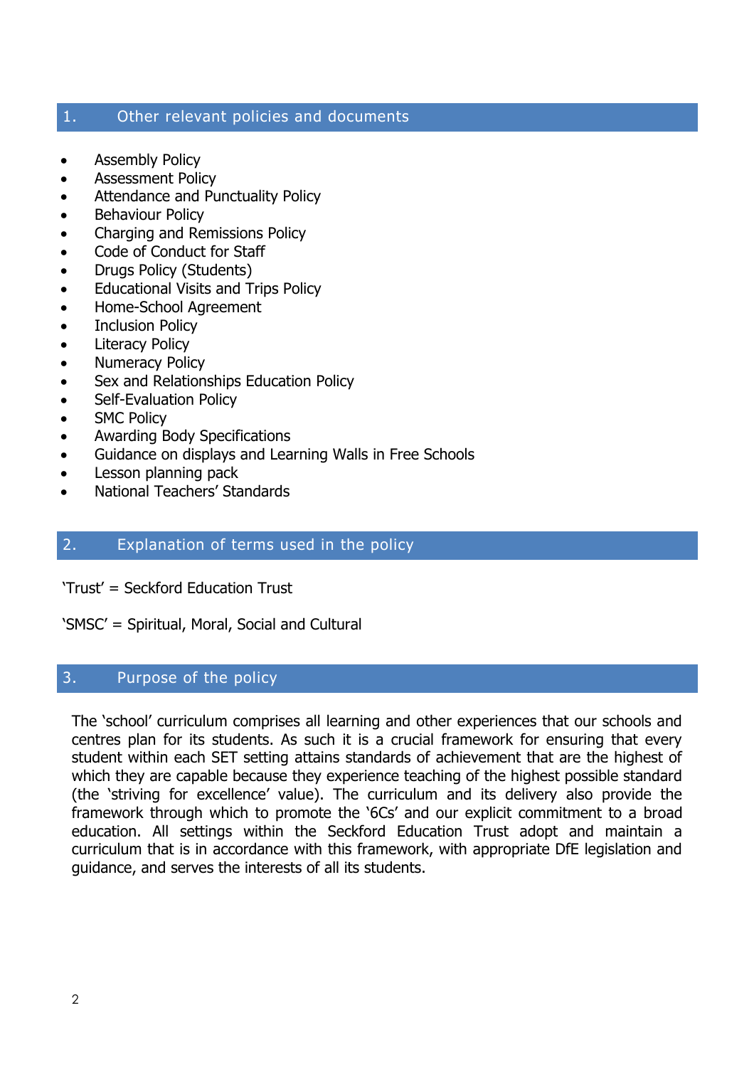## 1. Other relevant policies and documents

- Assembly Policy
- Assessment Policy
- Attendance and Punctuality Policy
- Behaviour Policy
- Charging and Remissions Policy
- Code of Conduct for Staff
- Drugs Policy (Students)
- Educational Visits and Trips Policy
- Home-School Agreement
- Inclusion Policy
- Literacy Policy
- Numeracy Policy
- Sex and Relationships Education Policy
- Self-Evaluation Policy
- SMC Policy
- Awarding Body Specifications
- Guidance on displays and Learning Walls in Free Schools
- Lesson planning pack
- National Teachers' Standards

## 2. Explanation of terms used in the policy

'Trust' = Seckford Education Trust

'SMSC' = Spiritual, Moral, Social and Cultural

## 3. Purpose of the policy

The 'school' curriculum comprises all learning and other experiences that our schools and centres plan for its students. As such it is a crucial framework for ensuring that every student within each SET setting attains standards of achievement that are the highest of which they are capable because they experience teaching of the highest possible standard (the 'striving for excellence' value). The curriculum and its delivery also provide the framework through which to promote the '6Cs' and our explicit commitment to a broad education. All settings within the Seckford Education Trust adopt and maintain a curriculum that is in accordance with this framework, with appropriate DfE legislation and guidance, and serves the interests of all its students.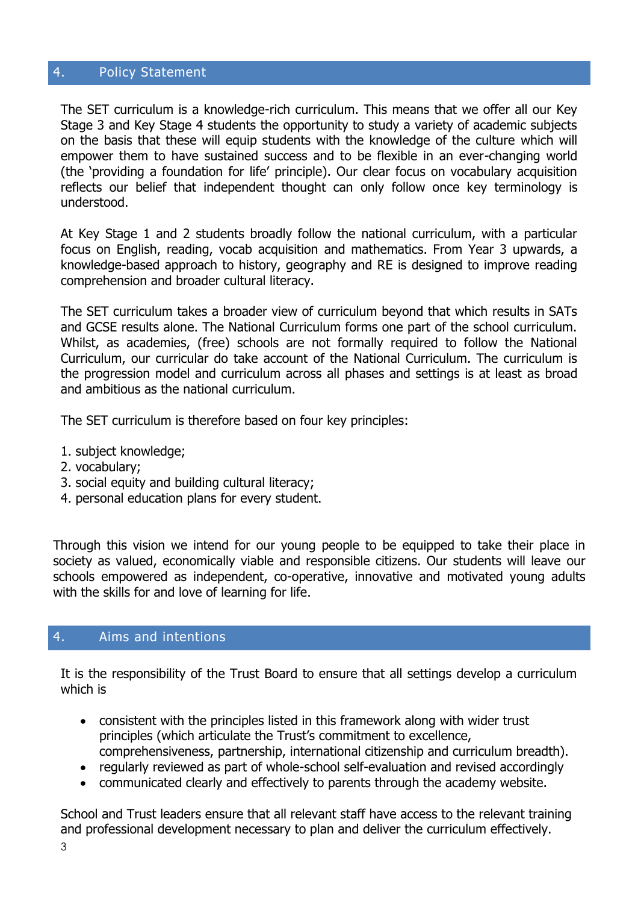## 4. Policy Statement

The SET curriculum is a knowledge-rich curriculum. This means that we offer all our Key Stage 3 and Key Stage 4 students the opportunity to study a variety of academic subjects on the basis that these will equip students with the knowledge of the culture which will empower them to have sustained success and to be flexible in an ever-changing world (the 'providing a foundation for life' principle). Our clear focus on vocabulary acquisition reflects our belief that independent thought can only follow once key terminology is understood.

At Key Stage 1 and 2 students broadly follow the national curriculum, with a particular focus on English, reading, vocab acquisition and mathematics. From Year 3 upwards, a knowledge-based approach to history, geography and RE is designed to improve reading comprehension and broader cultural literacy.

The SET curriculum takes a broader view of curriculum beyond that which results in SATs and GCSE results alone. The National Curriculum forms one part of the school curriculum. Whilst, as academies, (free) schools are not formally required to follow the National Curriculum, our curricular do take account of the National Curriculum. The curriculum is the progression model and curriculum across all phases and settings is at least as broad and ambitious as the national curriculum.

The SET curriculum is therefore based on four key principles:

1. subject knowledge;
2. vocabulary;
3. social equity and building cultural literacy;
4. personal education plans for every student.

Through this vision we intend for our young people to be equipped to take their place in society as valued, economically viable and responsible citizens. Our students will leave our schools empowered as independent, co-operative, innovative and motivated young adults with the skills for and love of learning for life.

## 4. Aims and intentions

It is the responsibility of the Trust Board to ensure that all settings develop a curriculum which is

- consistent with the principles listed in this framework along with wider trust principles (which articulate the Trust's commitment to excellence, comprehensiveness, partnership, international citizenship and curriculum breadth).
- regularly reviewed as part of whole-school self-evaluation and revised accordingly
- communicated clearly and effectively to parents through the academy website.

School and Trust leaders ensure that all relevant staff have access to the relevant training and professional development necessary to plan and deliver the curriculum effectively.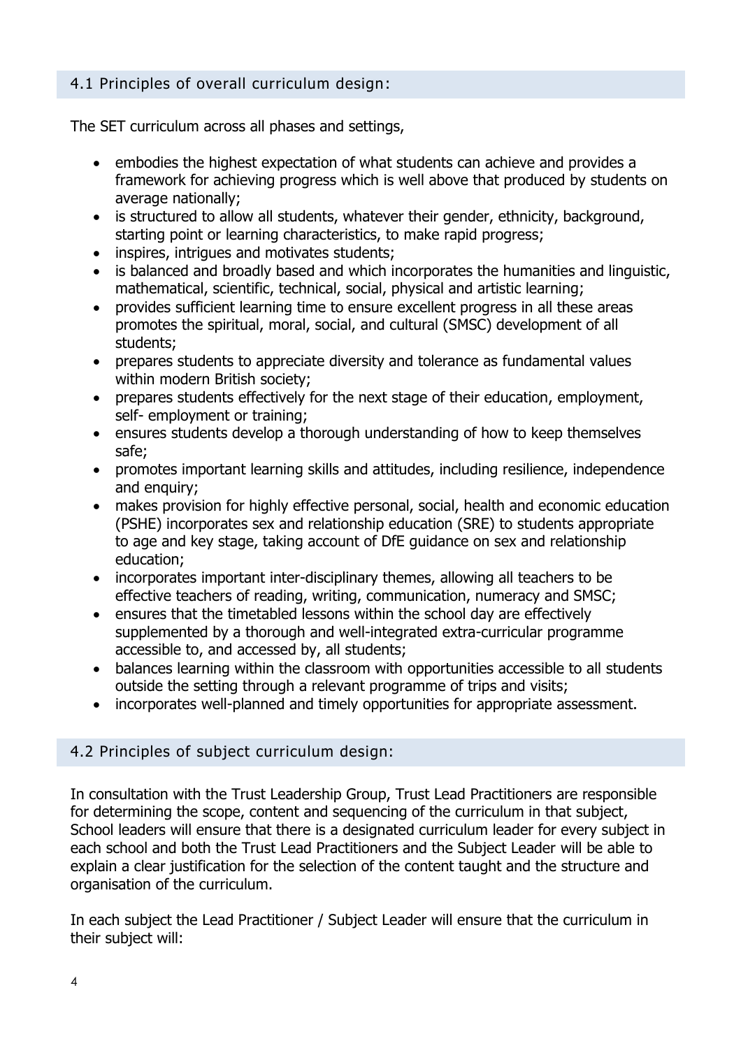## 4.1 Principles of overall curriculum design:

The SET curriculum across all phases and settings,

- embodies the highest expectation of what students can achieve and provides a framework for achieving progress which is well above that produced by students on average nationally;
- is structured to allow all students, whatever their gender, ethnicity, background, starting point or learning characteristics, to make rapid progress;
- inspires, intrigues and motivates students;
- is balanced and broadly based and which incorporates the humanities and linguistic, mathematical, scientific, technical, social, physical and artistic learning;
- provides sufficient learning time to ensure excellent progress in all these areas promotes the spiritual, moral, social, and cultural (SMSC) development of all students;
- prepares students to appreciate diversity and tolerance as fundamental values within modern British society;
- prepares students effectively for the next stage of their education, employment, self- employment or training;
- ensures students develop a thorough understanding of how to keep themselves safe;
- promotes important learning skills and attitudes, including resilience, independence and enquiry;
- makes provision for highly effective personal, social, health and economic education (PSHE) incorporates sex and relationship education (SRE) to students appropriate to age and key stage, taking account of DfE guidance on sex and relationship education;
- incorporates important inter-disciplinary themes, allowing all teachers to be effective teachers of reading, writing, communication, numeracy and SMSC;
- ensures that the timetabled lessons within the school day are effectively supplemented by a thorough and well-integrated extra-curricular programme accessible to, and accessed by, all students;
- balances learning within the classroom with opportunities accessible to all students outside the setting through a relevant programme of trips and visits;
- incorporates well-planned and timely opportunities for appropriate assessment.

## 4.2 Principles of subject curriculum design:

In consultation with the Trust Leadership Group, Trust Lead Practitioners are responsible for determining the scope, content and sequencing of the curriculum in that subject, School leaders will ensure that there is a designated curriculum leader for every subject in each school and both the Trust Lead Practitioners and the Subject Leader will be able to explain a clear justification for the selection of the content taught and the structure and organisation of the curriculum.

In each subject the Lead Practitioner / Subject Leader will ensure that the curriculum in their subject will: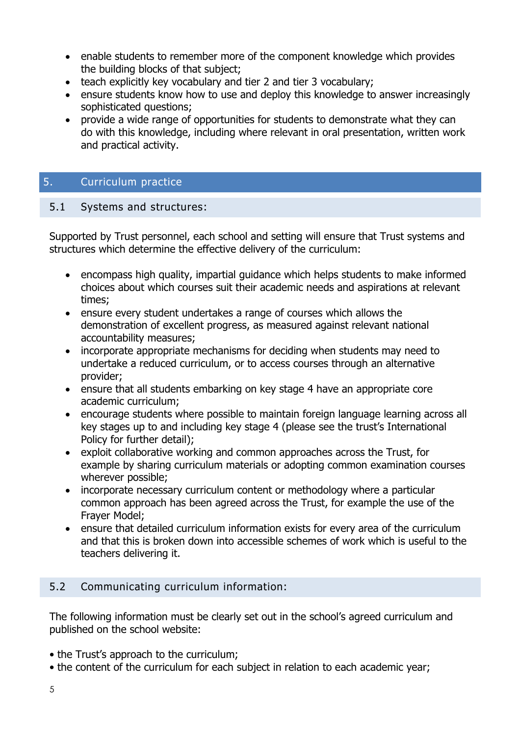- enable students to remember more of the component knowledge which provides the building blocks of that subject;
- teach explicitly key vocabulary and tier 2 and tier 3 vocabulary;
- ensure students know how to use and deploy this knowledge to answer increasingly sophisticated questions;
- provide a wide range of opportunities for students to demonstrate what they can do with this knowledge, including where relevant in oral presentation, written work and practical activity.

## 5. Curriculum practice

### 5.1 Systems and structures:

Supported by Trust personnel, each school and setting will ensure that Trust systems and structures which determine the effective delivery of the curriculum:

- encompass high quality, impartial guidance which helps students to make informed choices about which courses suit their academic needs and aspirations at relevant times;
- ensure every student undertakes a range of courses which allows the demonstration of excellent progress, as measured against relevant national accountability measures;
- incorporate appropriate mechanisms for deciding when students may need to undertake a reduced curriculum, or to access courses through an alternative provider;
- ensure that all students embarking on key stage 4 have an appropriate core academic curriculum;
- encourage students where possible to maintain foreign language learning across all key stages up to and including key stage 4 (please see the trust's International Policy for further detail);
- exploit collaborative working and common approaches across the Trust, for example by sharing curriculum materials or adopting common examination courses wherever possible;
- incorporate necessary curriculum content or methodology where a particular common approach has been agreed across the Trust, for example the use of the Frayer Model;
- ensure that detailed curriculum information exists for every area of the curriculum and that this is broken down into accessible schemes of work which is useful to the teachers delivering it.

### 5.2 Communicating curriculum information:

The following information must be clearly set out in the school's agreed curriculum and published on the school website:

- the Trust's approach to the curriculum;
- the content of the curriculum for each subject in relation to each academic year;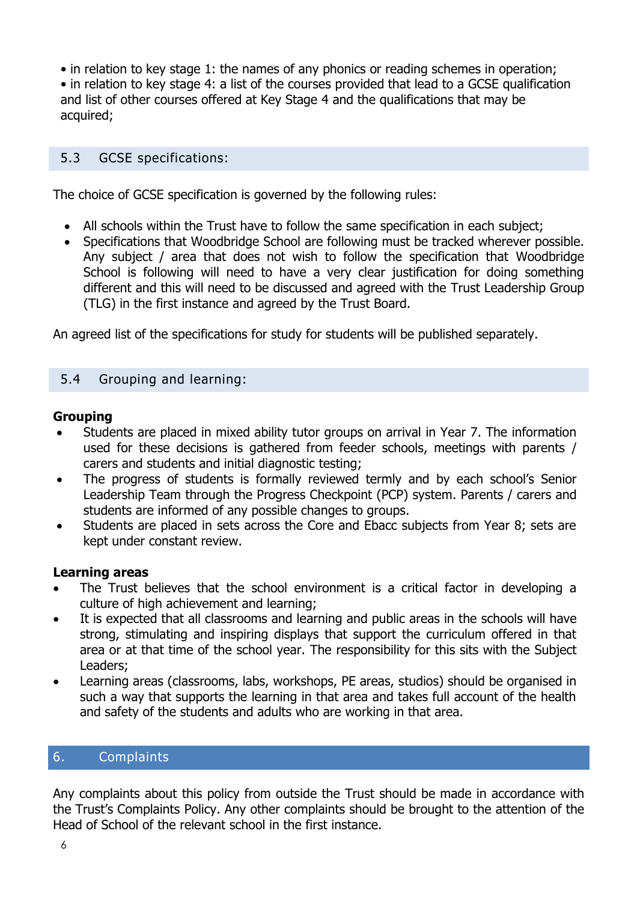- in relation to key stage 1: the names of any phonics or reading schemes in operation;
- in relation to key stage 4: a list of the courses provided that lead to a GCSE qualification and list of other courses offered at Key Stage 4 and the qualifications that may be acquired;

### 5.3 GCSE specifications:

The choice of GCSE specification is governed by the following rules:

- All schools within the Trust have to follow the same specification in each subject;
- Specifications that Woodbridge School are following must be tracked wherever possible. Any subject / area that does not wish to follow the specification that Woodbridge School is following will need to have a very clear justification for doing something different and this will need to be discussed and agreed with the Trust Leadership Group (TLG) in the first instance and agreed by the Trust Board.

An agreed list of the specifications for study for students will be published separately.

### 5.4 Grouping and learning:

**Grouping**

- Students are placed in mixed ability tutor groups on arrival in Year 7. The information used for these decisions is gathered from feeder schools, meetings with parents / carers and students and initial diagnostic testing;
- The progress of students is formally reviewed termly and by each school's Senior Leadership Team through the Progress Checkpoint (PCP) system. Parents / carers and students are informed of any possible changes to groups.
- Students are placed in sets across the Core and Ebacc subjects from Year 8; sets are kept under constant review.

**Learning areas**

- The Trust believes that the school environment is a critical factor in developing a culture of high achievement and learning;
- It is expected that all classrooms and learning and public areas in the schools will have strong, stimulating and inspiring displays that support the curriculum offered in that area or at that time of the school year. The responsibility for this sits with the Subject Leaders;
- Learning areas (classrooms, labs, workshops, PE areas, studios) should be organised in such a way that supports the learning in that area and takes full account of the health and safety of the students and adults who are working in that area.

## 6. Complaints

Any complaints about this policy from outside the Trust should be made in accordance with the Trust's Complaints Policy. Any other complaints should be brought to the attention of the Head of School of the relevant school in the first instance.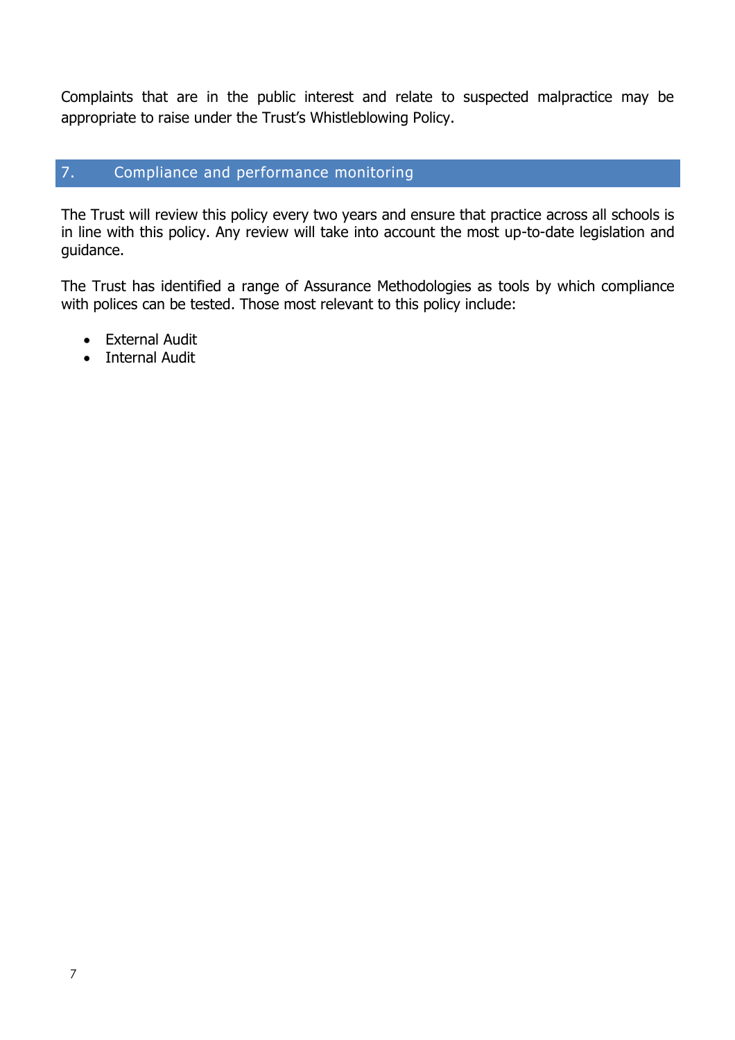Complaints that are in the public interest and relate to suspected malpractice may be appropriate to raise under the Trust's Whistleblowing Policy.

## 7. Compliance and performance monitoring

The Trust will review this policy every two years and ensure that practice across all schools is in line with this policy. Any review will take into account the most up-to-date legislation and guidance.

The Trust has identified a range of Assurance Methodologies as tools by which compliance with polices can be tested. Those most relevant to this policy include:

- External Audit
- Internal Audit